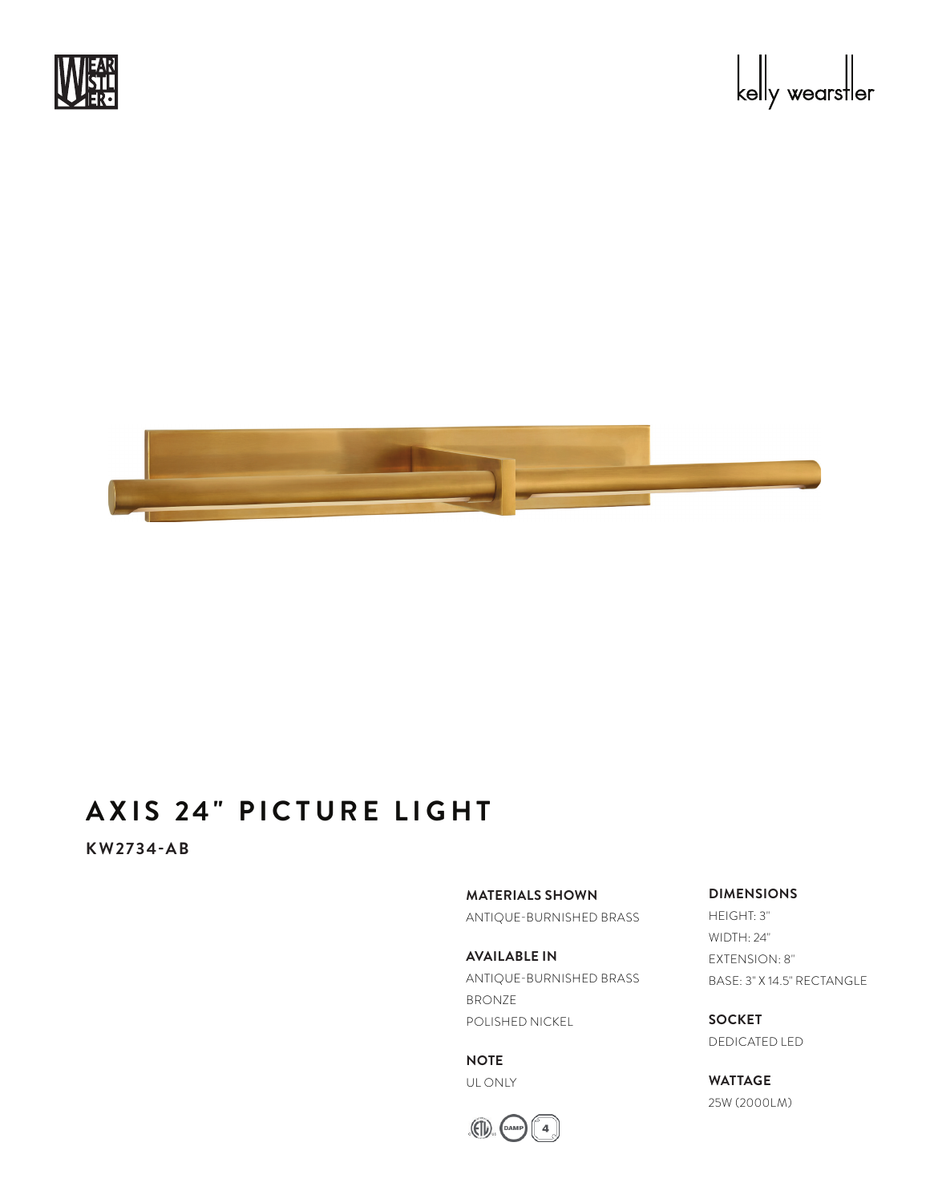# AXIS 24" PICTURE LIGHT

**KW2734-AB**

**MATERIALS SHOWN**

ANTIQUE-BURNISHED BRASS

**AVAILABLE IN**

ANTIQUE-BURNISHED BRASS
BRONZE
POLISHED NICKEL

**NOTE**

UL ONLY

**DIMENSIONS**

HEIGHT: 3"
WIDTH: 24"
EXTENSION: 8"
BASE: 3" X 14.5" RECTANGLE

**SOCKET**

DEDICATED LED

**WATTAGE**

25W (2000LM)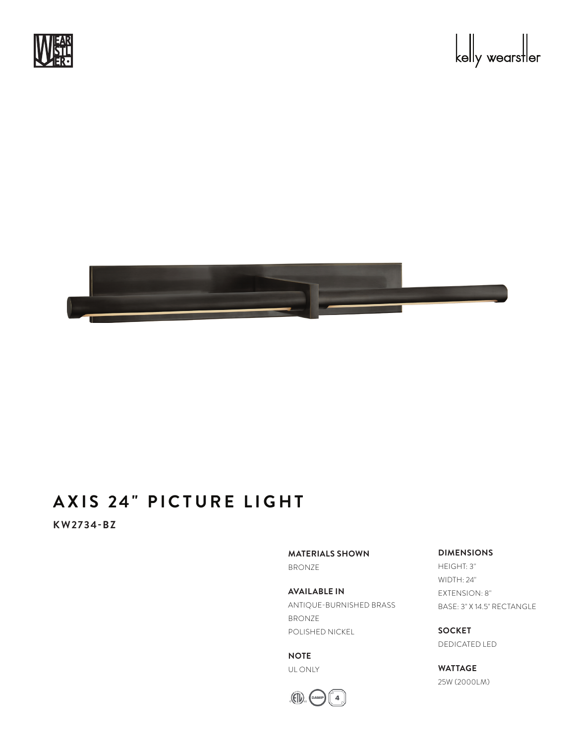# AXIS 24" PICTURE LIGHT

**KW2734-BZ**

**MATERIALS SHOWN**
BRONZE

**AVAILABLE IN**
ANTIQUE-BURNISHED BRASS
BRONZE
POLISHED NICKEL

**NOTE**
UL ONLY

**DIMENSIONS**
HEIGHT: 3"
WIDTH: 24"
EXTENSION: 8"
BASE: 3" X 14.5" RECTANGLE

**SOCKET**
DEDICATED LED

**WATTAGE**
25W (2000LM)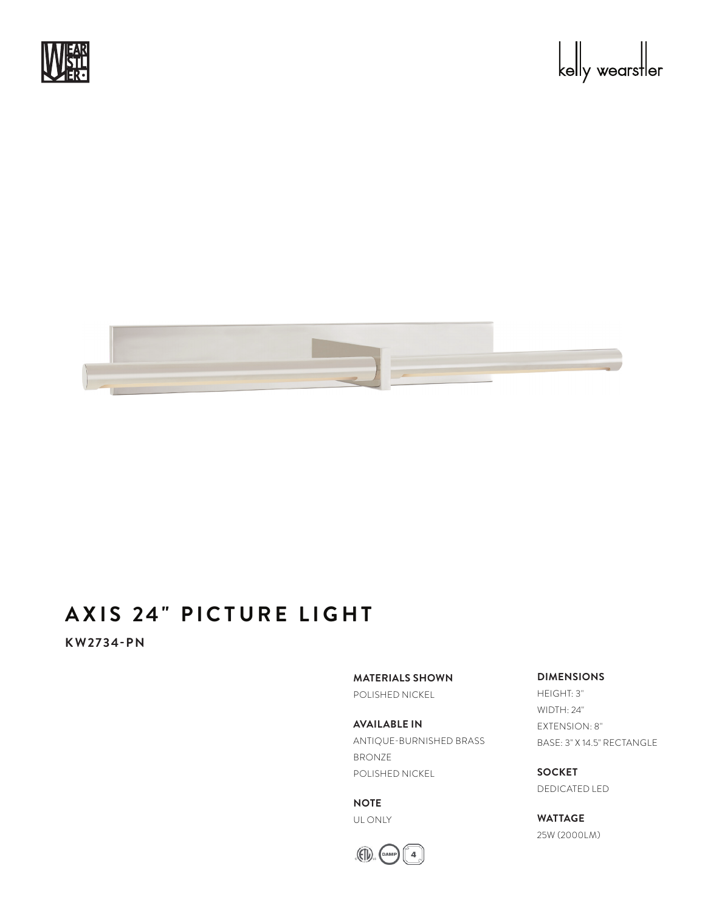# AXIS 24" PICTURE LIGHT

**KW2734-PN**

**MATERIALS SHOWN**
POLISHED NICKEL

**AVAILABLE IN**
ANTIQUE-BURNISHED BRASS
BRONZE
POLISHED NICKEL

**NOTE**
UL ONLY

**DIMENSIONS**
HEIGHT: 3"
WIDTH: 24"
EXTENSION: 8"
BASE: 3" X 14.5" RECTANGLE

**SOCKET**
DEDICATED LED

**WATTAGE**
25W (2000LM)